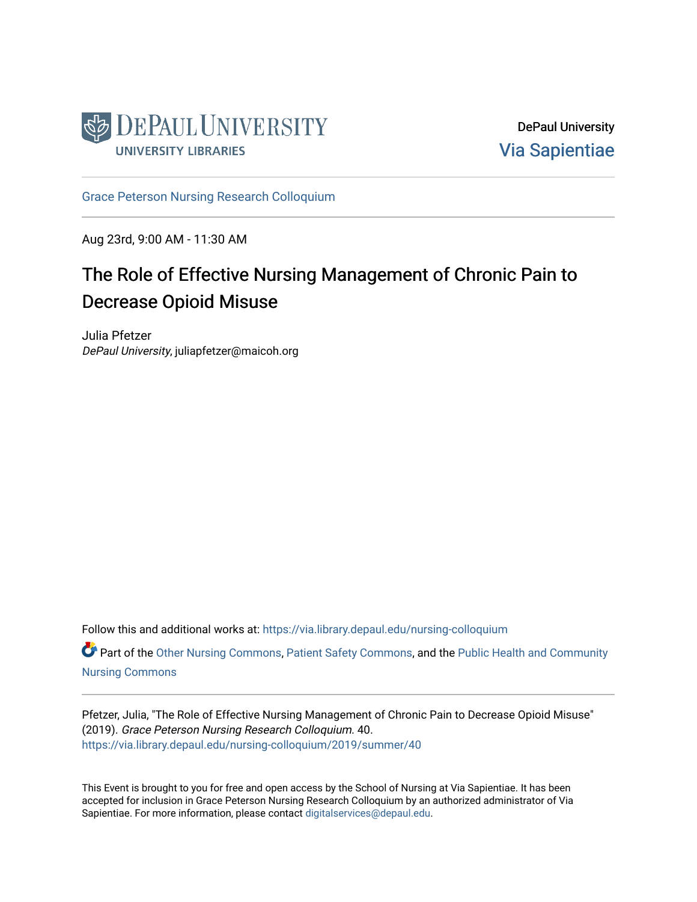DePaul University

UNIVERSITY LIBRARIES

DePaul University

Via Sapientiae

Grace Peterson Nursing Research Colloquium

Aug 23rd, 9:00 AM - 11:30 AM

# The Role of Effective Nursing Management of Chronic Pain to Decrease Opioid Misuse

Julia Pfetzer
*DePaul University*, juliapfetzer@maicoh.org

Follow this and additional works at: https://via.library.depaul.edu/nursing-colloquium

Part of the Other Nursing Commons, Patient Safety Commons, and the Public Health and Community Nursing Commons

Pfetzer, Julia, "The Role of Effective Nursing Management of Chronic Pain to Decrease Opioid Misuse" (2019). *Grace Peterson Nursing Research Colloquium*. 40.
https://via.library.depaul.edu/nursing-colloquium/2019/summer/40

This Event is brought to you for free and open access by the School of Nursing at Via Sapientiae. It has been accepted for inclusion in Grace Peterson Nursing Research Colloquium by an authorized administrator of Via Sapientiae. For more information, please contact digitalservices@depaul.edu.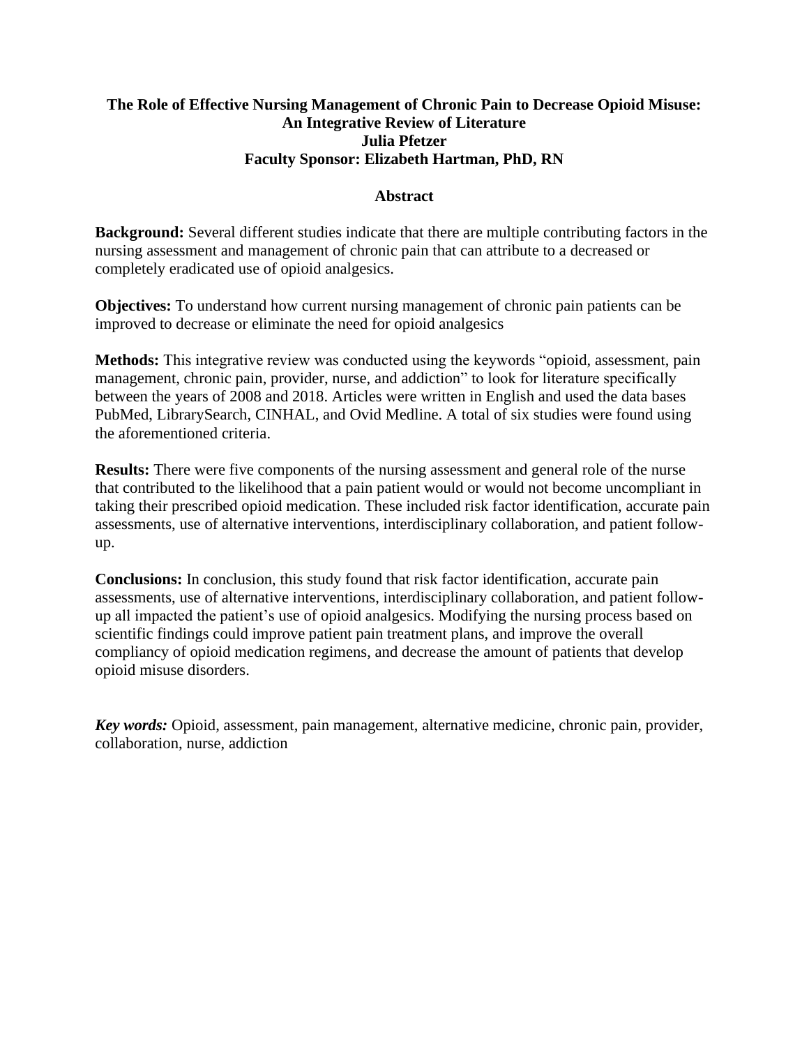# The Role of Effective Nursing Management of Chronic Pain to Decrease Opioid Misuse: An Integrative Review of Literature

**Julia Pfetzer**

**Faculty Sponsor: Elizabeth Hartman, PhD, RN**

## Abstract

**Background:** Several different studies indicate that there are multiple contributing factors in the nursing assessment and management of chronic pain that can attribute to a decreased or completely eradicated use of opioid analgesics.

**Objectives:** To understand how current nursing management of chronic pain patients can be improved to decrease or eliminate the need for opioid analgesics

**Methods:** This integrative review was conducted using the keywords "opioid, assessment, pain management, chronic pain, provider, nurse, and addiction" to look for literature specifically between the years of 2008 and 2018. Articles were written in English and used the data bases PubMed, LibrarySearch, CINHAL, and Ovid Medline. A total of six studies were found using the aforementioned criteria.

**Results:** There were five components of the nursing assessment and general role of the nurse that contributed to the likelihood that a pain patient would or would not become uncompliant in taking their prescribed opioid medication. These included risk factor identification, accurate pain assessments, use of alternative interventions, interdisciplinary collaboration, and patient follow-up.

**Conclusions:** In conclusion, this study found that risk factor identification, accurate pain assessments, use of alternative interventions, interdisciplinary collaboration, and patient follow-up all impacted the patient's use of opioid analgesics. Modifying the nursing process based on scientific findings could improve patient pain treatment plans, and improve the overall compliancy of opioid medication regimens, and decrease the amount of patients that develop opioid misuse disorders.

***Key words:*** Opioid, assessment, pain management, alternative medicine, chronic pain, provider, collaboration, nurse, addiction